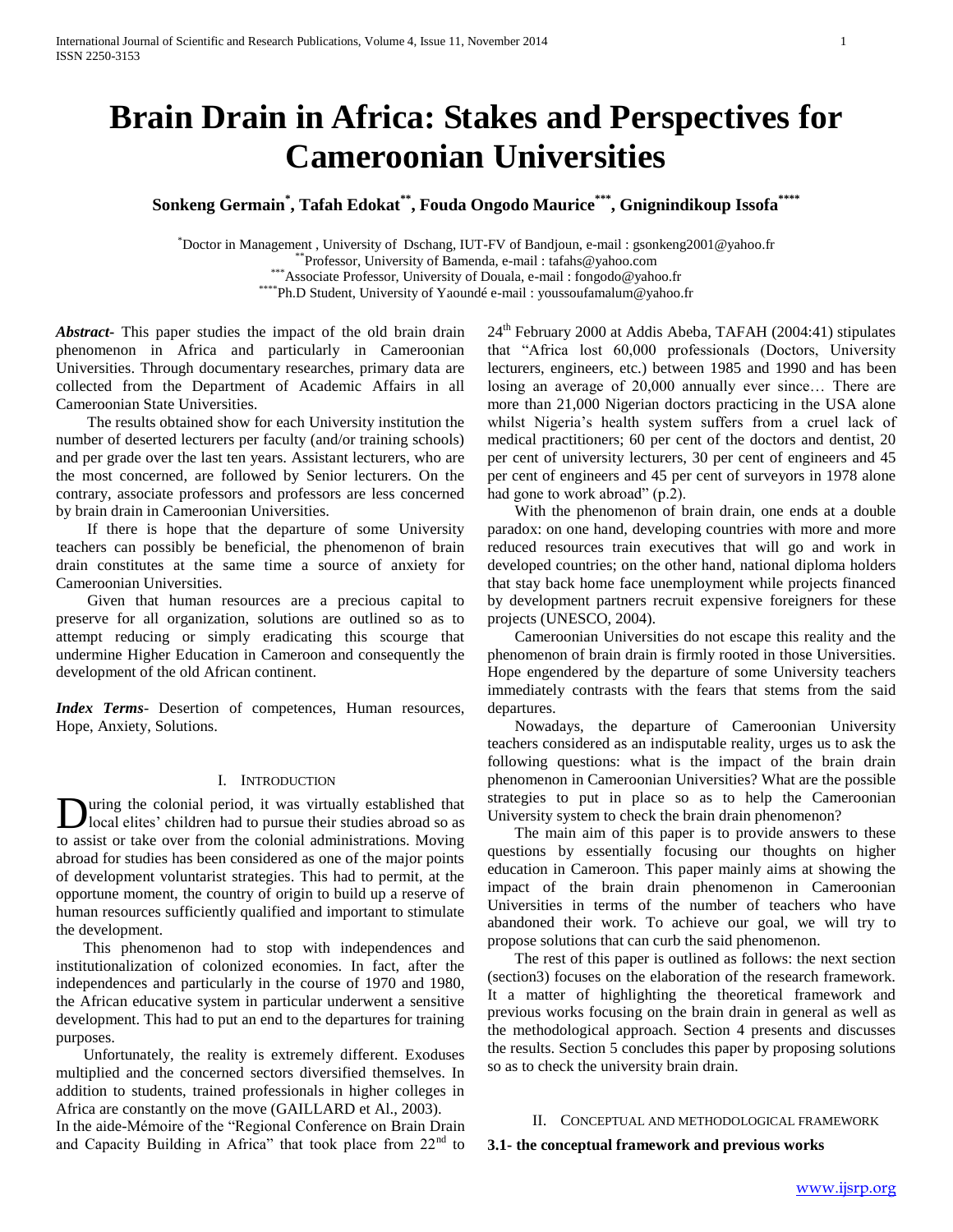# Brain Drain in Africa: Stakes and Perspectives for Cameroonian Universities

**Sonkeng Germain[*], Tafah Edokat[**], Fouda Ongodo Maurice[***], Gnignindikoup Issofa[****]**

[*] Doctor in Management , University of Dschang, IUT-FV of Bandjoun, e-mail : gsonkeng2001@yahoo.fr
[**] Professor, University of Bamenda, e-mail : tafahs@yahoo.com
[***] Associate Professor, University of Douala, e-mail : fongodo@yahoo.fr
[****] Ph.D Student, University of Yaoundé e-mail : youssoufamalum@yahoo.fr

***Abstract-*** This paper studies the impact of the old brain drain phenomenon in Africa and particularly in Cameroonian Universities. Through documentary researches, primary data are collected from the Department of Academic Affairs in all Cameroonian State Universities.

The results obtained show for each University institution the number of deserted lecturers per faculty (and/or training schools) and per grade over the last ten years. Assistant lecturers, who are the most concerned, are followed by Senior lecturers. On the contrary, associate professors and professors are less concerned by brain drain in Cameroonian Universities.

If there is hope that the departure of some University teachers can possibly be beneficial, the phenomenon of brain drain constitutes at the same time a source of anxiety for Cameroonian Universities.

Given that human resources are a precious capital to preserve for all organization, solutions are outlined so as to attempt reducing or simply eradicating this scourge that undermine Higher Education in Cameroon and consequently the development of the old African continent.

***Index Terms-*** Desertion of competences, Human resources, Hope, Anxiety, Solutions.

## I. Introduction

During the colonial period, it was virtually established that local elites' children had to pursue their studies abroad so as to assist or take over from the colonial administrations. Moving abroad for studies has been considered as one of the major points of development voluntarist strategies. This had to permit, at the opportune moment, the country of origin to build up a reserve of human resources sufficiently qualified and important to stimulate the development.

This phenomenon had to stop with independences and institutionalization of colonized economies. In fact, after the independences and particularly in the course of 1970 and 1980, the African educative system in particular underwent a sensitive development. This had to put an end to the departures for training purposes.

Unfortunately, the reality is extremely different. Exoduses multiplied and the concerned sectors diversified themselves. In addition to students, trained professionals in higher colleges in Africa are constantly on the move (GAILLARD et Al., 2003).

In the aide-Mémoire of the "Regional Conference on Brain Drain and Capacity Building in Africa" that took place from 22nd to 24th February 2000 at Addis Abeba, TAFAH (2004:41) stipulates that "Africa lost 60,000 professionals (Doctors, University lecturers, engineers, etc.) between 1985 and 1990 and has been losing an average of 20,000 annually ever since… There are more than 21,000 Nigerian doctors practicing in the USA alone whilst Nigeria's health system suffers from a cruel lack of medical practitioners; 60 per cent of the doctors and dentist, 20 per cent of university lecturers, 30 per cent of engineers and 45 per cent of engineers and 45 per cent of surveyors in 1978 alone had gone to work abroad" (p.2).

With the phenomenon of brain drain, one ends at a double paradox: on one hand, developing countries with more and more reduced resources train executives that will go and work in developed countries; on the other hand, national diploma holders that stay back home face unemployment while projects financed by development partners recruit expensive foreigners for these projects (UNESCO, 2004).

Cameroonian Universities do not escape this reality and the phenomenon of brain drain is firmly rooted in those Universities. Hope engendered by the departure of some University teachers immediately contrasts with the fears that stems from the said departures.

Nowadays, the departure of Cameroonian University teachers considered as an indisputable reality, urges us to ask the following questions: what is the impact of the brain drain phenomenon in Cameroonian Universities? What are the possible strategies to put in place so as to help the Cameroonian University system to check the brain drain phenomenon?

The main aim of this paper is to provide answers to these questions by essentially focusing our thoughts on higher education in Cameroon. This paper mainly aims at showing the impact of the brain drain phenomenon in Cameroonian Universities in terms of the number of teachers who have abandoned their work. To achieve our goal, we will try to propose solutions that can curb the said phenomenon.

The rest of this paper is outlined as follows: the next section (section3) focuses on the elaboration of the research framework. It a matter of highlighting the theoretical framework and previous works focusing on the brain drain in general as well as the methodological approach. Section 4 presents and discusses the results. Section 5 concludes this paper by proposing solutions so as to check the university brain drain.

## II. Conceptual and Methodological Framework

### 3.1- the conceptual framework and previous works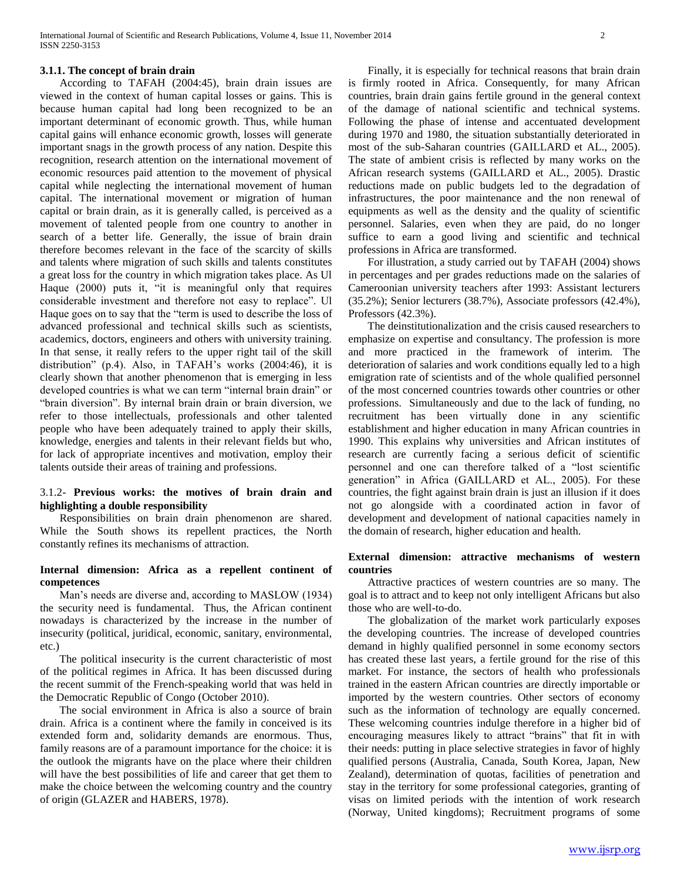### 3.1.1. The concept of brain drain

According to TAFAH (2004:45), brain drain issues are viewed in the context of human capital losses or gains. This is because human capital had long been recognized to be an important determinant of economic growth. Thus, while human capital gains will enhance economic growth, losses will generate important snags in the growth process of any nation. Despite this recognition, research attention on the international movement of economic resources paid attention to the movement of physical capital while neglecting the international movement of human capital. The international movement or migration of human capital or brain drain, as it is generally called, is perceived as a movement of talented people from one country to another in search of a better life. Generally, the issue of brain drain therefore becomes relevant in the face of the scarcity of skills and talents where migration of such skills and talents constitutes a great loss for the country in which migration takes place. As Ul Haque (2000) puts it, "it is meaningful only that requires considerable investment and therefore not easy to replace". Ul Haque goes on to say that the "term is used to describe the loss of advanced professional and technical skills such as scientists, academics, doctors, engineers and others with university training. In that sense, it really refers to the upper right tail of the skill distribution" (p.4). Also, in TAFAH's works (2004:46), it is clearly shown that another phenomenon that is emerging in less developed countries is what we can term "internal brain drain" or "brain diversion". By internal brain drain or brain diversion, we refer to those intellectuals, professionals and other talented people who have been adequately trained to apply their skills, knowledge, energies and talents in their relevant fields but who, for lack of appropriate incentives and motivation, employ their talents outside their areas of training and professions.

### 3.1.2- Previous works: the motives of brain drain and highlighting a double responsibility

Responsibilities on brain drain phenomenon are shared. While the South shows its repellent practices, the North constantly refines its mechanisms of attraction.

**Internal dimension: Africa as a repellent continent of competences**

Man's needs are diverse and, according to MASLOW (1934) the security need is fundamental. Thus, the African continent nowadays is characterized by the increase in the number of insecurity (political, juridical, economic, sanitary, environmental, etc.)

The political insecurity is the current characteristic of most of the political regimes in Africa. It has been discussed during the recent summit of the French-speaking world that was held in the Democratic Republic of Congo (October 2010).

The social environment in Africa is also a source of brain drain. Africa is a continent where the family in conceived is its extended form and, solidarity demands are enormous. Thus, family reasons are of a paramount importance for the choice: it is the outlook the migrants have on the place where their children will have the best possibilities of life and career that get them to make the choice between the welcoming country and the country of origin (GLAZER and HABERS, 1978).

Finally, it is especially for technical reasons that brain drain is firmly rooted in Africa. Consequently, for many African countries, brain drain gains fertile ground in the general context of the damage of national scientific and technical systems. Following the phase of intense and accentuated development during 1970 and 1980, the situation substantially deteriorated in most of the sub-Saharan countries (GAILLARD et AL., 2005). The state of ambient crisis is reflected by many works on the African research systems (GAILLARD et AL., 2005). Drastic reductions made on public budgets led to the degradation of infrastructures, the poor maintenance and the non renewal of equipments as well as the density and the quality of scientific personnel. Salaries, even when they are paid, do no longer suffice to earn a good living and scientific and technical professions in Africa are transformed.

For illustration, a study carried out by TAFAH (2004) shows in percentages and per grades reductions made on the salaries of Cameroonian university teachers after 1993: Assistant lecturers (35.2%); Senior lecturers (38.7%), Associate professors (42.4%), Professors (42.3%).

The deinstitutionalization and the crisis caused researchers to emphasize on expertise and consultancy. The profession is more and more practiced in the framework of interim. The deterioration of salaries and work conditions equally led to a high emigration rate of scientists and of the whole qualified personnel of the most concerned countries towards other countries or other professions. Simultaneously and due to the lack of funding, no recruitment has been virtually done in any scientific establishment and higher education in many African countries in 1990. This explains why universities and African institutes of research are currently facing a serious deficit of scientific personnel and one can therefore talked of a "lost scientific generation" in Africa (GAILLARD et AL., 2005). For these countries, the fight against brain drain is just an illusion if it does not go alongside with a coordinated action in favor of development and development of national capacities namely in the domain of research, higher education and health.

**External dimension: attractive mechanisms of western countries**

Attractive practices of western countries are so many. The goal is to attract and to keep not only intelligent Africans but also those who are well-to-do.

The globalization of the market work particularly exposes the developing countries. The increase of developed countries demand in highly qualified personnel in some economy sectors has created these last years, a fertile ground for the rise of this market. For instance, the sectors of health who professionals trained in the eastern African countries are directly importable or imported by the western countries. Other sectors of economy such as the information of technology are equally concerned. These welcoming countries indulge therefore in a higher bid of encouraging measures likely to attract "brains" that fit in with their needs: putting in place selective strategies in favor of highly qualified persons (Australia, Canada, South Korea, Japan, New Zealand), determination of quotas, facilities of penetration and stay in the territory for some professional categories, granting of visas on limited periods with the intention of work research (Norway, United kingdoms); Recruitment programs of some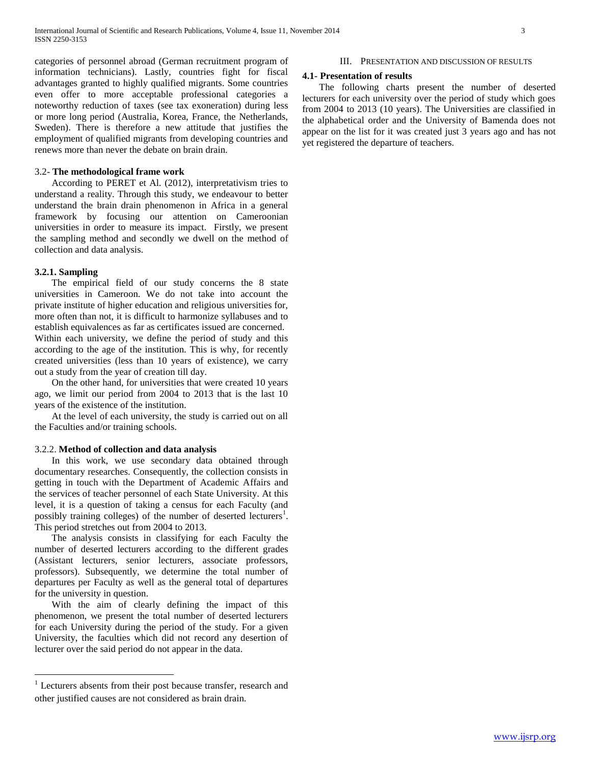categories of personnel abroad (German recruitment program of information technicians). Lastly, countries fight for fiscal advantages granted to highly qualified migrants. Some countries even offer to more acceptable professional categories a noteworthy reduction of taxes (see tax exoneration) during less or more long period (Australia, Korea, France, the Netherlands, Sweden). There is therefore a new attitude that justifies the employment of qualified migrants from developing countries and renews more than never the debate on brain drain.

### 3.2- **The methodological frame work**

According to PERET et Al. (2012), interpretativism tries to understand a reality. Through this study, we endeavour to better understand the brain drain phenomenon in Africa in a general framework by focusing our attention on Cameroonian universities in order to measure its impact. Firstly, we present the sampling method and secondly we dwell on the method of collection and data analysis.

#### **3.2.1. Sampling**

The empirical field of our study concerns the 8 state universities in Cameroon. We do not take into account the private institute of higher education and religious universities for, more often than not, it is difficult to harmonize syllabuses and to establish equivalences as far as certificates issued are concerned. Within each university, we define the period of study and this according to the age of the institution. This is why, for recently created universities (less than 10 years of existence), we carry out a study from the year of creation till day.

On the other hand, for universities that were created 10 years ago, we limit our period from 2004 to 2013 that is the last 10 years of the existence of the institution.

At the level of each university, the study is carried out on all the Faculties and/or training schools.

#### 3.2.2. **Method of collection and data analysis**

In this work, we use secondary data obtained through documentary researches. Consequently, the collection consists in getting in touch with the Department of Academic Affairs and the services of teacher personnel of each State University. At this level, it is a question of taking a census for each Faculty (and possibly training colleges) of the number of deserted lecturers[1]. This period stretches out from 2004 to 2013.

The analysis consists in classifying for each Faculty the number of deserted lecturers according to the different grades (Assistant lecturers, senior lecturers, associate professors, professors). Subsequently, we determine the total number of departures per Faculty as well as the general total of departures for the university in question.

With the aim of clearly defining the impact of this phenomenon, we present the total number of deserted lecturers for each University during the period of the study. For a given University, the faculties which did not record any desertion of lecturer over the said period do not appear in the data.

[1] Lecturers absents from their post because transfer, research and other justified causes are not considered as brain drain.

## III. Presentation and discussion of results

### **4.1- Presentation of results**

The following charts present the number of deserted lecturers for each university over the period of study which goes from 2004 to 2013 (10 years). The Universities are classified in the alphabetical order and the University of Bamenda does not appear on the list for it was created just 3 years ago and has not yet registered the departure of teachers.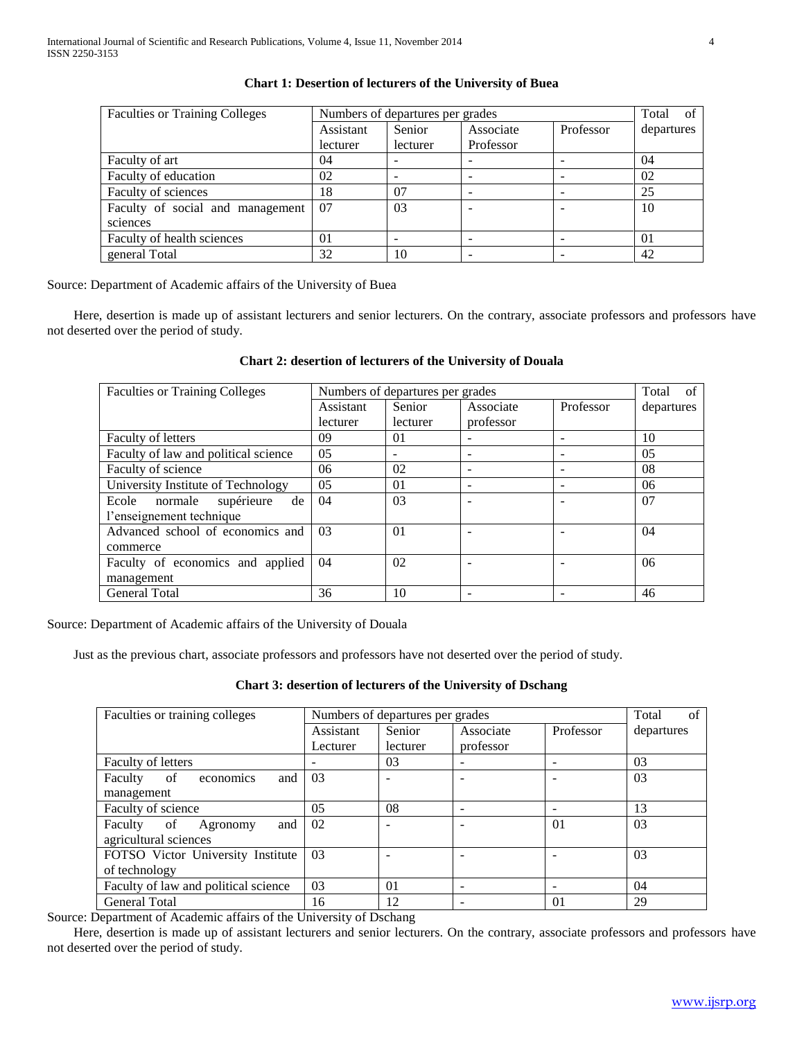**Chart 1: Desertion of lecturers of the University of Buea**

| Faculties or Training Colleges | Numbers of departures per grades | | | | Total of departures |
|---|---|---|---|---|---|
| | Assistant lecturer | Senior lecturer | Associate Professor | Professor | |
| Faculty of art | 04 | - | - | - | 04 |
| Faculty of education | 02 | - | - | - | 02 |
| Faculty of sciences | 18 | 07 | - | - | 25 |
| Faculty of social and management sciences | 07 | 03 | - | - | 10 |
| Faculty of health sciences | 01 | - | - | - | 01 |
| general Total | 32 | 10 | - | - | 42 |

Source: Department of Academic affairs of the University of Buea

Here, desertion is made up of assistant lecturers and senior lecturers. On the contrary, associate professors and professors have not deserted over the period of study.

**Chart 2: desertion of lecturers of the University of Douala**

| Faculties or Training Colleges | Numbers of departures per grades | | | | Total of departures |
|---|---|---|---|---|---|
| | Assistant lecturer | Senior lecturer | Associate professor | Professor | |
| Faculty of letters | 09 | 01 | - | - | 10 |
| Faculty of law and political science | 05 | - | - | - | 05 |
| Faculty of science | 06 | 02 | - | - | 08 |
| University Institute of Technology | 05 | 01 | - | - | 06 |
| Ecole normale supérieure de l'enseignement technique | 04 | 03 | - | - | 07 |
| Advanced school of economics and commerce | 03 | 01 | - | - | 04 |
| Faculty of economics and applied management | 04 | 02 | - | - | 06 |
| General Total | 36 | 10 | - | - | 46 |

Source: Department of Academic affairs of the University of Douala

Just as the previous chart, associate professors and professors have not deserted over the period of study.

**Chart 3: desertion of lecturers of the University of Dschang**

| Faculties or training colleges | Numbers of departures per grades | | | | Total of departures |
|---|---|---|---|---|---|
| | Assistant Lecturer | Senior lecturer | Associate professor | Professor | |
| Faculty of letters | - | 03 | - | - | 03 |
| Faculty of economics and management | 03 | - | - | - | 03 |
| Faculty of science | 05 | 08 | - | - | 13 |
| Faculty of Agronomy and agricultural sciences | 02 | - | - | 01 | 03 |
| FOTSO Victor University Institute of technology | 03 | - | - | - | 03 |
| Faculty of law and political science | 03 | 01 | - | - | 04 |
| General Total | 16 | 12 | - | 01 | 29 |

Source: Department of Academic affairs of the University of Dschang

Here, desertion is made up of assistant lecturers and senior lecturers. On the contrary, associate professors and professors have not deserted over the period of study.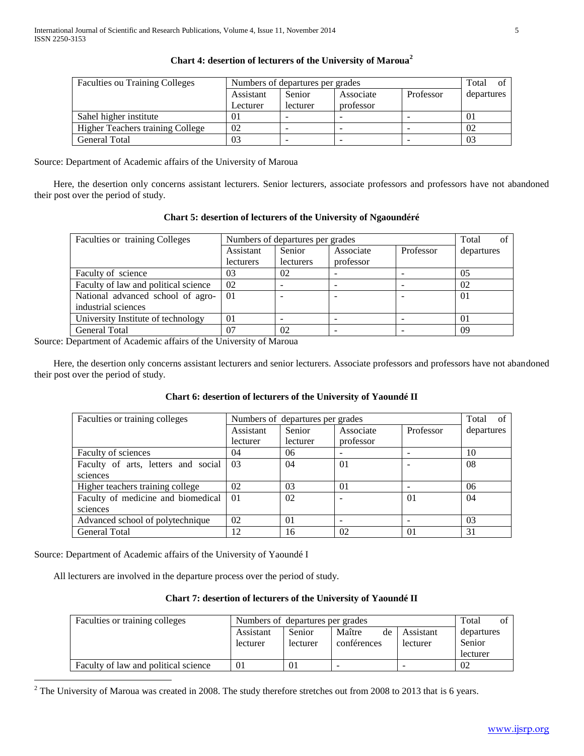### Chart 4: desertion of lecturers of the University of Maroua[2]

| Faculties ou Training Colleges | Numbers of departures per grades | | | | Total of departures |
|---|---|---|---|---|---|
| | Assistant Lecturer | Senior lecturer | Associate professor | Professor | |
| Sahel higher institute | 01 | - | - | - | 01 |
| Higher Teachers training College | 02 | - | - | - | 02 |
| General Total | 03 | - | - | - | 03 |

Source: Department of Academic affairs of the University of Maroua

Here, the desertion only concerns assistant lecturers. Senior lecturers, associate professors and professors have not abandoned their post over the period of study.

### Chart 5: desertion of lecturers of the University of Ngaoundéré

| Faculties or training Colleges | Numbers of departures per grades | | | | Total of departures |
|---|---|---|---|---|---|
| | Assistant lecturers | Senior lecturers | Associate professor | Professor | |
| Faculty of science | 03 | 02 | - | - | 05 |
| Faculty of law and political science | 02 | - | - | - | 02 |
| National advanced school of agro-industrial sciences | 01 | - | - | - | 01 |
| University Institute of technology | 01 | - | - | - | 01 |
| General Total | 07 | 02 | - | - | 09 |

Source: Department of Academic affairs of the University of Maroua

Here, the desertion only concerns assistant lecturers and senior lecturers. Associate professors and professors have not abandoned their post over the period of study.

### Chart 6: desertion of lecturers of the University of Yaoundé II

| Faculties or training colleges | Numbers of departures per grades | | | | Total of departures |
|---|---|---|---|---|---|
| | Assistant lecturer | Senior lecturer | Associate professor | Professor | |
| Faculty of sciences | 04 | 06 | - | - | 10 |
| Faculty of arts, letters and social sciences | 03 | 04 | 01 | - | 08 |
| Higher teachers training college | 02 | 03 | 01 | - | 06 |
| Faculty of medicine and biomedical sciences | 01 | 02 | - | 01 | 04 |
| Advanced school of polytechnique | 02 | 01 | - | - | 03 |
| General Total | 12 | 16 | 02 | 01 | 31 |

Source: Department of Academic affairs of the University of Yaoundé I

All lecturers are involved in the departure process over the period of study.

### Chart 7: desertion of lecturers of the University of Yaoundé II

| Faculties or training colleges | Numbers of departures per grades | | | | Total of departures Senior lecturer |
|---|---|---|---|---|---|
| | Assistant lecturer | Senior lecturer | Maître de conférences | Assistant lecturer | |
| Faculty of law and political science | 01 | 01 | - | - | 02 |

[2] The University of Maroua was created in 2008. The study therefore stretches out from 2008 to 2013 that is 6 years.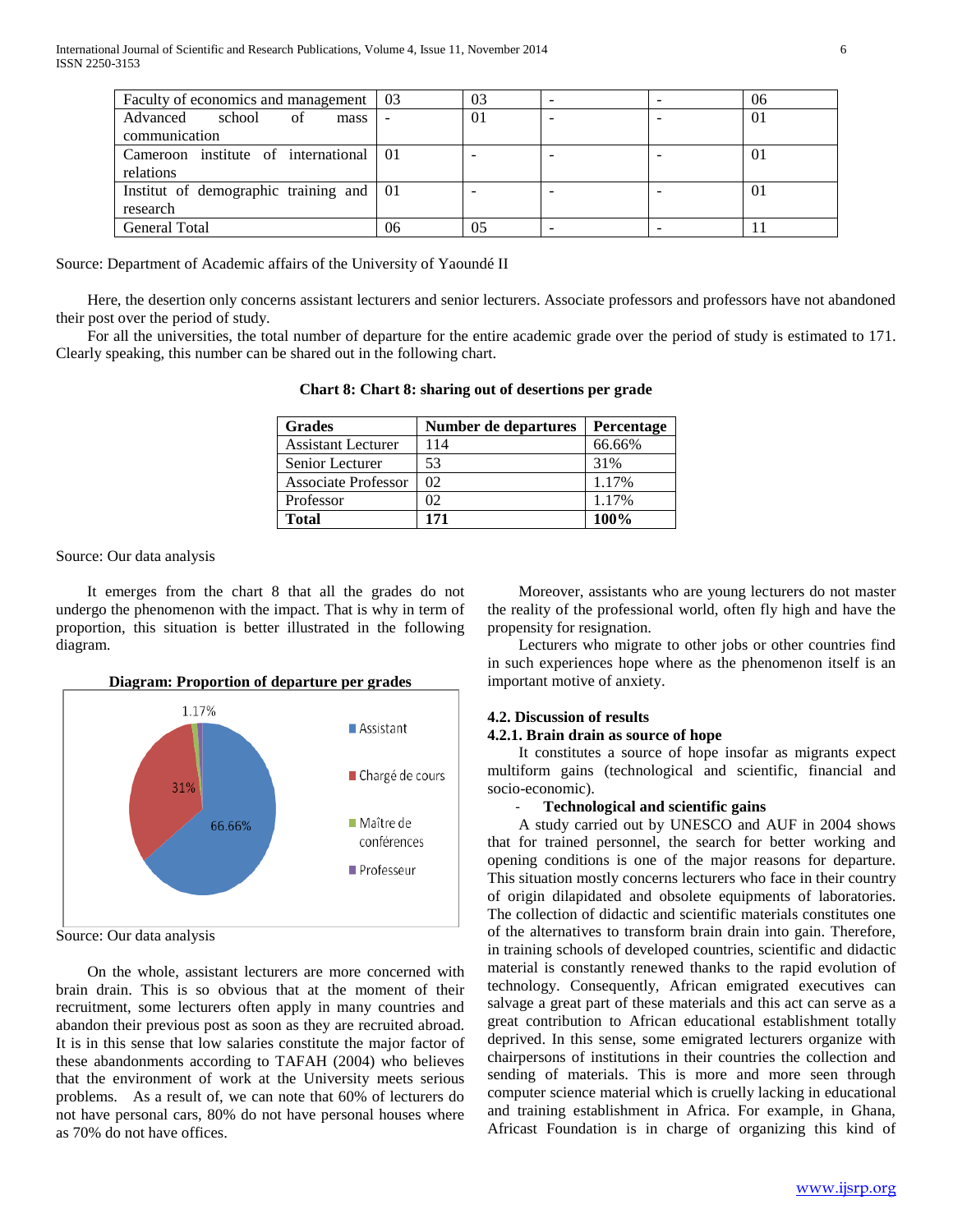| Faculty of economics and management | 03 | 03 | - | - | 06 |
|---|---|---|---|---|---|
| Advanced school of mass communication | - | 01 | - | - | 01 |
| Cameroon institute of international relations | 01 | - | - | - | 01 |
| Institut of demographic training and research | 01 | - | - | - | 01 |
| General Total | 06 | 05 | - | - | 11 |

Source: Department of Academic affairs of the University of Yaoundé II

Here, the desertion only concerns assistant lecturers and senior lecturers. Associate professors and professors have not abandoned their post over the period of study.

For all the universities, the total number of departure for the entire academic grade over the period of study is estimated to 171. Clearly speaking, this number can be shared out in the following chart.

**Chart 8: Chart 8: sharing out of desertions per grade**

| **Grades** | **Number de departures** | **Percentage** |
|---|---|---|
| Assistant Lecturer | 114 | 66.66% |
| Senior Lecturer | 53 | 31% |
| Associate Professor | 02 | 1.17% |
| Professor | 02 | 1.17% |
| **Total** | **171** | **100%** |

Source: Our data analysis

It emerges from the chart 8 that all the grades do not undergo the phenomenon with the impact. That is why in term of proportion, this situation is better illustrated in the following diagram.

**Diagram: Proportion of departure per grades**

Source: Our data analysis

On the whole, assistant lecturers are more concerned with brain drain. This is so obvious that at the moment of their recruitment, some lecturers often apply in many countries and abandon their previous post as soon as they are recruited abroad. It is in this sense that low salaries constitute the major factor of these abandonments according to TAFAH (2004) who believes that the environment of work at the University meets serious problems. As a result of, we can note that 60% of lecturers do not have personal cars, 80% do not have personal houses where as 70% do not have offices.

Moreover, assistants who are young lecturers do not master the reality of the professional world, often fly high and have the propensity for resignation.

Lecturers who migrate to other jobs or other countries find in such experiences hope where as the phenomenon itself is an important motive of anxiety.

### 4.2. Discussion of results

#### 4.2.1. Brain drain as source of hope

It constitutes a source of hope insofar as migrants expect multiform gains (technological and scientific, financial and socio-economic).

- **Technological and scientific gains**

A study carried out by UNESCO and AUF in 2004 shows that for trained personnel, the search for better working and opening conditions is one of the major reasons for departure. This situation mostly concerns lecturers who face in their country of origin dilapidated and obsolete equipments of laboratories. The collection of didactic and scientific materials constitutes one of the alternatives to transform brain drain into gain. Therefore, in training schools of developed countries, scientific and didactic material is constantly renewed thanks to the rapid evolution of technology. Consequently, African emigrated executives can salvage a great part of these materials and this act can serve as a great contribution to African educational establishment totally deprived. In this sense, some emigrated lecturers organize with chairpersons of institutions in their countries the collection and sending of materials. This is more and more seen through computer science material which is cruelly lacking in educational and training establishment in Africa. For example, in Ghana, Africast Foundation is in charge of organizing this kind of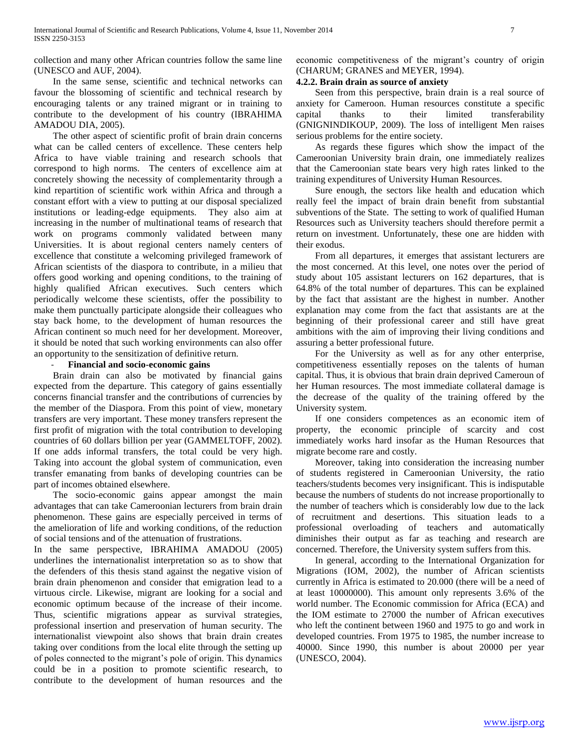collection and many other African countries follow the same line (UNESCO and AUF, 2004).

In the same sense, scientific and technical networks can favour the blossoming of scientific and technical research by encouraging talents or any trained migrant or in training to contribute to the development of his country (IBRAHIMA AMADOU DIA, 2005).

The other aspect of scientific profit of brain drain concerns what can be called centers of excellence. These centers help Africa to have viable training and research schools that correspond to high norms. The centers of excellence aim at concretely showing the necessity of complementarity through a kind repartition of scientific work within Africa and through a constant effort with a view to putting at our disposal specialized institutions or leading-edge equipments. They also aim at increasing in the number of multinational teams of research that work on programs commonly validated between many Universities. It is about regional centers namely centers of excellence that constitute a welcoming privileged framework of African scientists of the diaspora to contribute, in a milieu that offers good working and opening conditions, to the training of highly qualified African executives. Such centers which periodically welcome these scientists, offer the possibility to make them punctually participate alongside their colleagues who stay back home, to the development of human resources the African continent so much need for her development. Moreover, it should be noted that such working environments can also offer an opportunity to the sensitization of definitive return.

- **Financial and socio-economic gains**

Brain drain can also be motivated by financial gains expected from the departure. This category of gains essentially concerns financial transfer and the contributions of currencies by the member of the Diaspora. From this point of view, monetary transfers are very important. These money transfers represent the first profit of migration with the total contribution to developing countries of 60 dollars billion per year (GAMMELTOFF, 2002). If one adds informal transfers, the total could be very high. Taking into account the global system of communication, even transfer emanating from banks of developing countries can be part of incomes obtained elsewhere.

The socio-economic gains appear amongst the main advantages that can take Cameroonian lecturers from brain drain phenomenon. These gains are especially perceived in terms of the amelioration of life and working conditions, of the reduction of social tensions and of the attenuation of frustrations.

In the same perspective, IBRAHIMA AMADOU (2005) underlines the internationalist interpretation so as to show that the defenders of this thesis stand against the negative vision of brain drain phenomenon and consider that emigration lead to a virtuous circle. Likewise, migrant are looking for a social and economic optimum because of the increase of their income. Thus, scientific migrations appear as survival strategies, professional insertion and preservation of human security. The internationalist viewpoint also shows that brain drain creates taking over conditions from the local elite through the setting up of poles connected to the migrant's pole of origin. This dynamics could be in a position to promote scientific research, to contribute to the development of human resources and the economic competitiveness of the migrant's country of origin (CHARUM; GRANES and MEYER, 1994).

#### 4.2.2. Brain drain as source of anxiety

Seen from this perspective, brain drain is a real source of anxiety for Cameroon. Human resources constitute a specific capital thanks to their limited transferability (GNIGNINDIKOUP, 2009). The loss of intelligent Men raises serious problems for the entire society.

As regards these figures which show the impact of the Cameroonian University brain drain, one immediately realizes that the Cameroonian state bears very high rates linked to the training expenditures of University Human Resources.

Sure enough, the sectors like health and education which really feel the impact of brain drain benefit from substantial subventions of the State. The setting to work of qualified Human Resources such as University teachers should therefore permit a return on investment. Unfortunately, these one are hidden with their exodus.

From all departures, it emerges that assistant lecturers are the most concerned. At this level, one notes over the period of study about 105 assistant lecturers on 162 departures, that is 64.8% of the total number of departures. This can be explained by the fact that assistant are the highest in number. Another explanation may come from the fact that assistants are at the beginning of their professional career and still have great ambitions with the aim of improving their living conditions and assuring a better professional future.

For the University as well as for any other enterprise, competitiveness essentially reposes on the talents of human capital. Thus, it is obvious that brain drain deprived Cameroun of her Human resources. The most immediate collateral damage is the decrease of the quality of the training offered by the University system.

If one considers competences as an economic item of property, the economic principle of scarcity and cost immediately works hard insofar as the Human Resources that migrate become rare and costly.

Moreover, taking into consideration the increasing number of students registered in Cameroonian University, the ratio teachers/students becomes very insignificant. This is indisputable because the numbers of students do not increase proportionally to the number of teachers which is considerably low due to the lack of recruitment and desertions. This situation leads to a professional overloading of teachers and automatically diminishes their output as far as teaching and research are concerned. Therefore, the University system suffers from this.

In general, according to the International Organization for Migrations (IOM, 2002), the number of African scientists currently in Africa is estimated to 20.000 (there will be a need of at least 10000000). This amount only represents 3.6% of the world number. The Economic commission for Africa (ECA) and the IOM estimate to 27000 the number of African executives who left the continent between 1960 and 1975 to go and work in developed countries. From 1975 to 1985, the number increase to 40000. Since 1990, this number is about 20000 per year (UNESCO, 2004).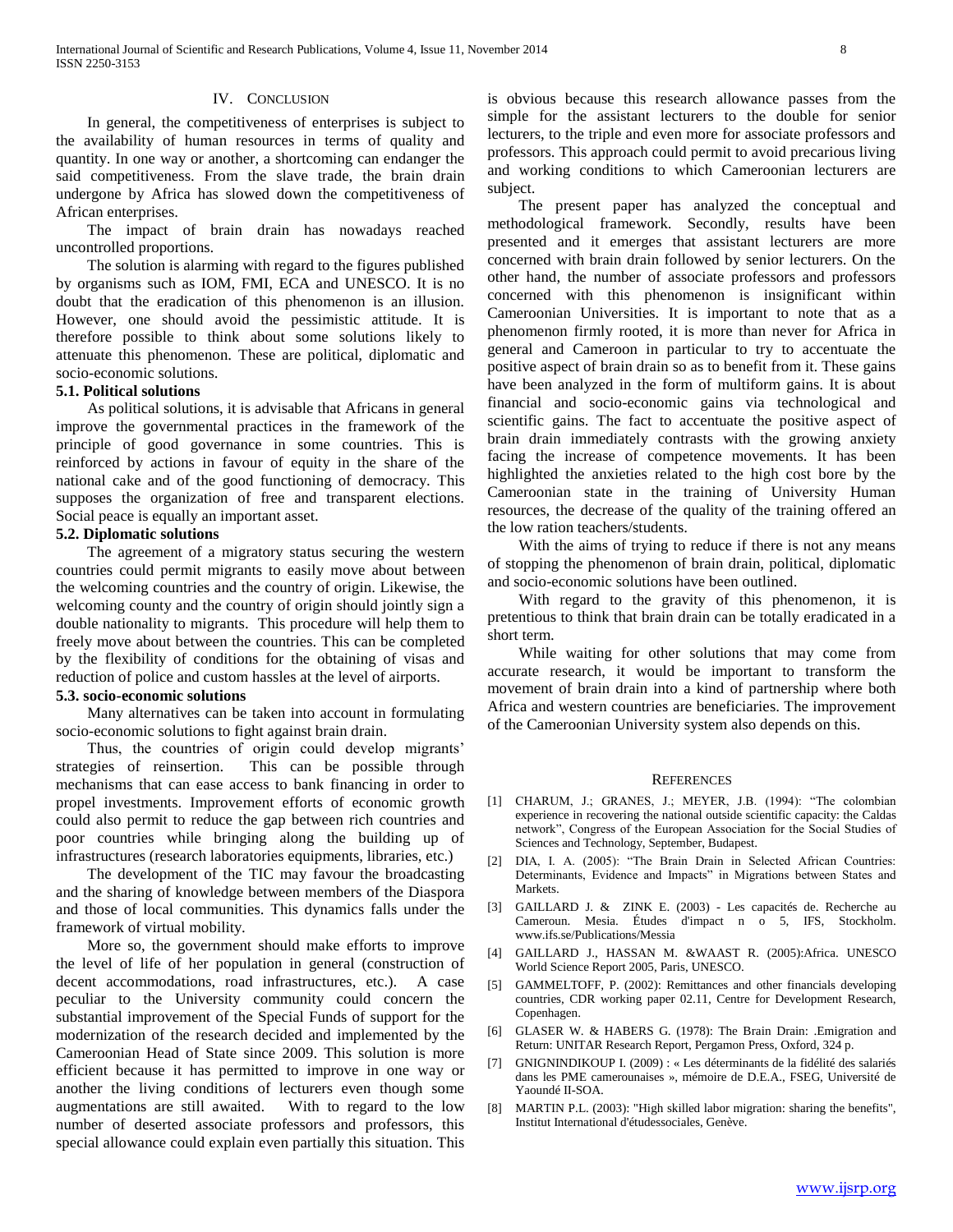## IV. Conclusion

In general, the competitiveness of enterprises is subject to the availability of human resources in terms of quality and quantity. In one way or another, a shortcoming can endanger the said competitiveness. From the slave trade, the brain drain undergone by Africa has slowed down the competitiveness of African enterprises.

The impact of brain drain has nowadays reached uncontrolled proportions.

The solution is alarming with regard to the figures published by organisms such as IOM, FMI, ECA and UNESCO. It is no doubt that the eradication of this phenomenon is an illusion. However, one should avoid the pessimistic attitude. It is therefore possible to think about some solutions likely to attenuate this phenomenon. These are political, diplomatic and socio-economic solutions.

### 5.1. Political solutions

As political solutions, it is advisable that Africans in general improve the governmental practices in the framework of the principle of good governance in some countries. This is reinforced by actions in favour of equity in the share of the national cake and of the good functioning of democracy. This supposes the organization of free and transparent elections. Social peace is equally an important asset.

### 5.2. Diplomatic solutions

The agreement of a migratory status securing the western countries could permit migrants to easily move about between the welcoming countries and the country of origin. Likewise, the welcoming county and the country of origin should jointly sign a double nationality to migrants. This procedure will help them to freely move about between the countries. This can be completed by the flexibility of conditions for the obtaining of visas and reduction of police and custom hassles at the level of airports.

### 5.3. socio-economic solutions

Many alternatives can be taken into account in formulating socio-economic solutions to fight against brain drain.

Thus, the countries of origin could develop migrants' strategies of reinsertion. This can be possible through mechanisms that can ease access to bank financing in order to propel investments. Improvement efforts of economic growth could also permit to reduce the gap between rich countries and poor countries while bringing along the building up of infrastructures (research laboratories equipments, libraries, etc.)

The development of the TIC may favour the broadcasting and the sharing of knowledge between members of the Diaspora and those of local communities. This dynamics falls under the framework of virtual mobility.

More so, the government should make efforts to improve the level of life of her population in general (construction of decent accommodations, road infrastructures, etc.). A case peculiar to the University community could concern the substantial improvement of the Special Funds of support for the modernization of the research decided and implemented by the Cameroonian Head of State since 2009. This solution is more efficient because it has permitted to improve in one way or another the living conditions of lecturers even though some augmentations are still awaited. With to regard to the low number of deserted associate professors and professors, this special allowance could explain even partially this situation. This is obvious because this research allowance passes from the simple for the assistant lecturers to the double for senior lecturers, to the triple and even more for associate professors and professors. This approach could permit to avoid precarious living and working conditions to which Cameroonian lecturers are subject.

The present paper has analyzed the conceptual and methodological framework. Secondly, results have been presented and it emerges that assistant lecturers are more concerned with brain drain followed by senior lecturers. On the other hand, the number of associate professors and professors concerned with this phenomenon is insignificant within Cameroonian Universities. It is important to note that as a phenomenon firmly rooted, it is more than never for Africa in general and Cameroon in particular to try to accentuate the positive aspect of brain drain so as to benefit from it. These gains have been analyzed in the form of multiform gains. It is about financial and socio-economic gains via technological and scientific gains. The fact to accentuate the positive aspect of brain drain immediately contrasts with the growing anxiety facing the increase of competence movements. It has been highlighted the anxieties related to the high cost bore by the Cameroonian state in the training of University Human resources, the decrease of the quality of the training offered an the low ration teachers/students.

With the aims of trying to reduce if there is not any means of stopping the phenomenon of brain drain, political, diplomatic and socio-economic solutions have been outlined.

With regard to the gravity of this phenomenon, it is pretentious to think that brain drain can be totally eradicated in a short term.

While waiting for other solutions that may come from accurate research, it would be important to transform the movement of brain drain into a kind of partnership where both Africa and western countries are beneficiaries. The improvement of the Cameroonian University system also depends on this.

## References

[1] CHARUM, J.; GRANES, J.; MEYER, J.B. (1994): "The colombian experience in recovering the national outside scientific capacity: the Caldas network", Congress of the European Association for the Social Studies of Sciences and Technology, September, Budapest.

[2] DIA, I. A. (2005): "The Brain Drain in Selected African Countries: Determinants, Evidence and Impacts" in Migrations between States and Markets.

[3] GAILLARD J. & ZINK E. (2003) - Les capacités de. Recherche au Cameroun. Mesia. Études d'impact n o 5, IFS, Stockholm. www.ifs.se/Publications/Messia

[4] GAILLARD J., HASSAN M. &WAAST R. (2005):Africa. UNESCO World Science Report 2005, Paris, UNESCO.

[5] GAMMELTOFF, P. (2002): Remittances and other financials developing countries, CDR working paper 02.11, Centre for Development Research, Copenhagen.

[6] GLASER W. & HABERS G. (1978): The Brain Drain: .Emigration and Return: UNITAR Research Report, Pergamon Press, Oxford, 324 p.

[7] GNIGNINDIKOUP I. (2009) : « Les déterminants de la fidélité des salariés dans les PME camerounaises », mémoire de D.E.A., FSEG, Université de Yaoundé II-SOA.

[8] MARTIN P.L. (2003): "High skilled labor migration: sharing the benefits", Institut International d'étudessociales, Genève.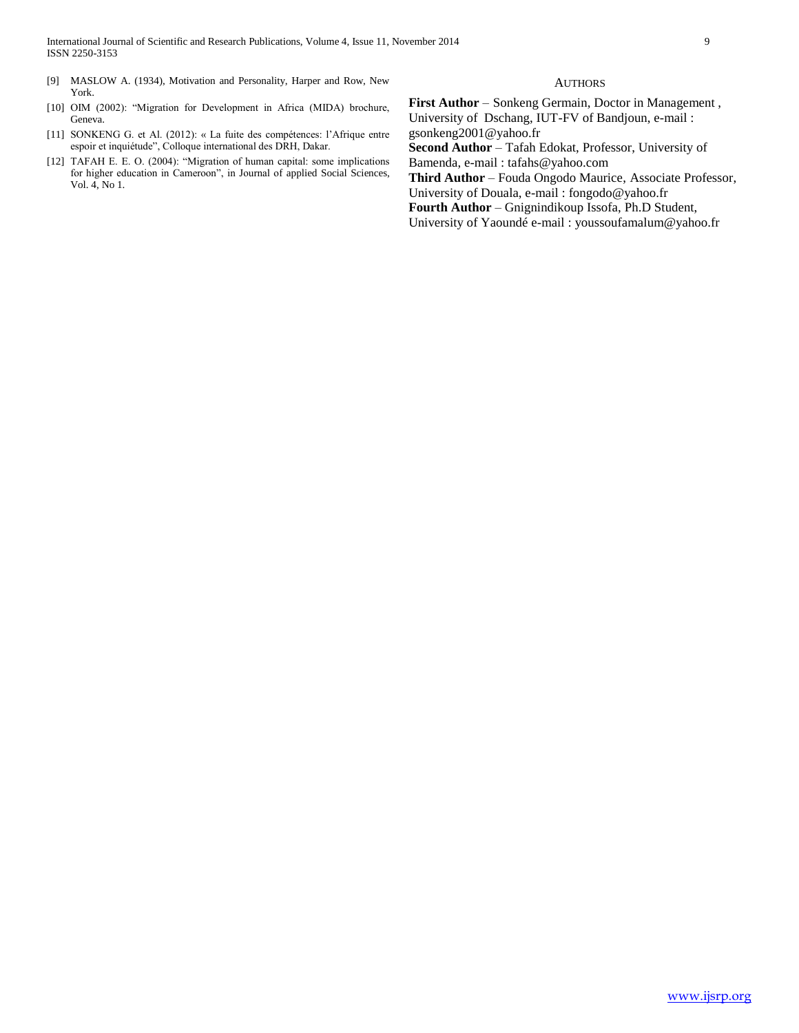[9] MASLOW A. (1934), Motivation and Personality, Harper and Row, New York.

[10] OIM (2002): "Migration for Development in Africa (MIDA) brochure, Geneva.

[11] SONKENG G. et Al. (2012): « La fuite des compétences: l'Afrique entre espoir et inquiétude", Colloque international des DRH, Dakar.

[12] TAFAH E. E. O. (2004): "Migration of human capital: some implications for higher education in Cameroon", in Journal of applied Social Sciences, Vol. 4, No 1.

## AUTHORS

**First Author** – Sonkeng Germain, Doctor in Management , University of Dschang, IUT-FV of Bandjoun, e-mail : gsonkeng2001@yahoo.fr

**Second Author** – Tafah Edokat, Professor, University of Bamenda, e-mail : tafahs@yahoo.com

**Third Author** – Fouda Ongodo Maurice, Associate Professor, University of Douala, e-mail : fongodo@yahoo.fr

**Fourth Author** – Gnignindikoup Issofa, Ph.D Student, University of Yaoundé e-mail : youssoufamalum@yahoo.fr